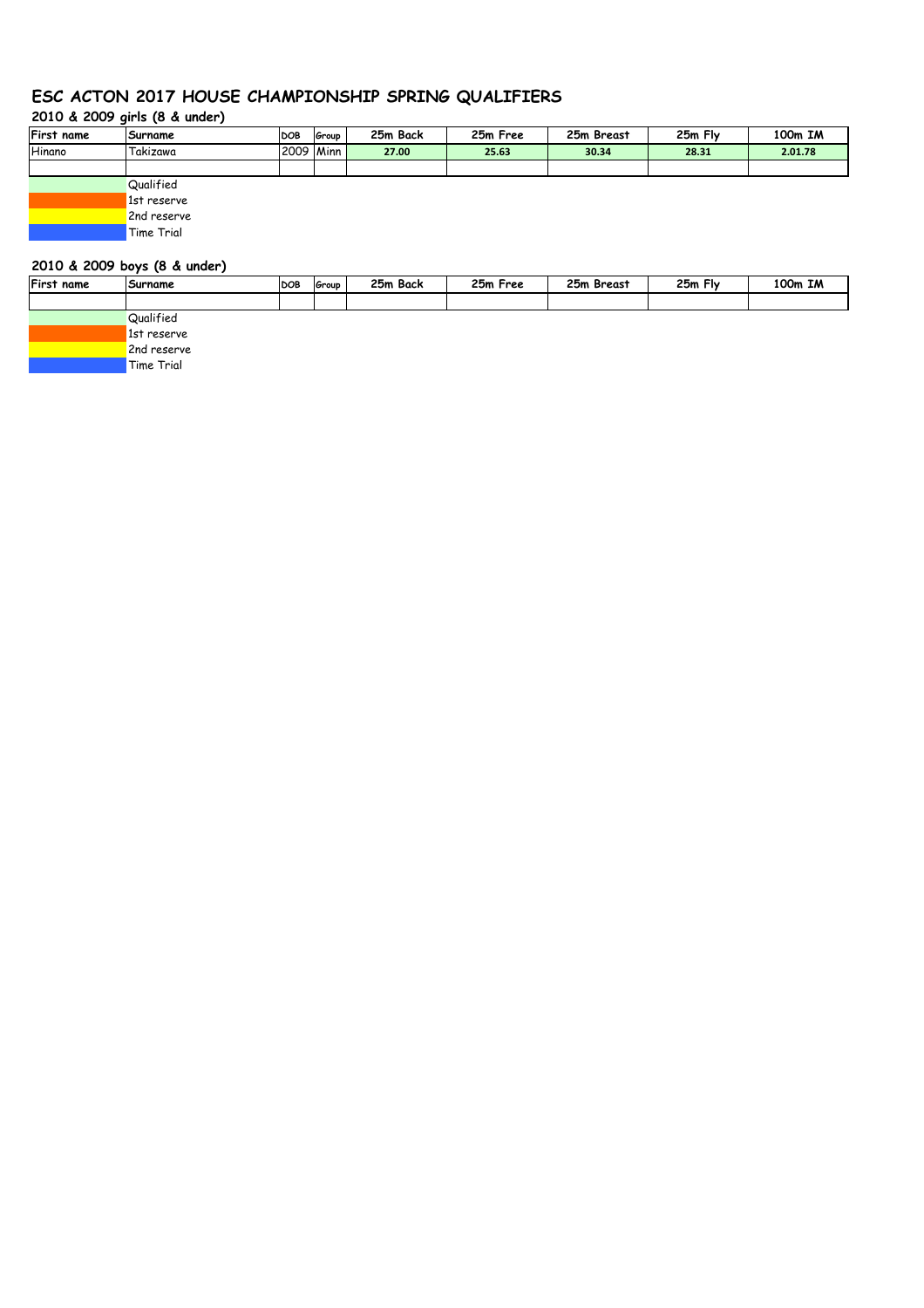# ESC ACTON 2017 HOUSE CHAMPIONSHIP SPRING QUALIFIERS

## 2010 & 2009 girls (8 & under)

| First name | Surname | DOB | Group | 25m Back | 25m Free | 25m Breast | 25m Fly | 100m IM |
|---|---|---|---|---|---|---|---|---|
| Hinano | Takizawa | 2009 | Minn | 27.00 | 25.63 | 30.34 | 28.31 | 2.01.78 |
| | | | | | | | | |

Qualified
1st reserve
2nd reserve
Time Trial

## 2010 & 2009 boys (8 & under)

| First name | Surname | DOB | Group | 25m Back | 25m Free | 25m Breast | 25m Fly | 100m IM |
|---|---|---|---|---|---|---|---|---|
| | | | | | | | | |

Qualified
1st reserve
2nd reserve
Time Trial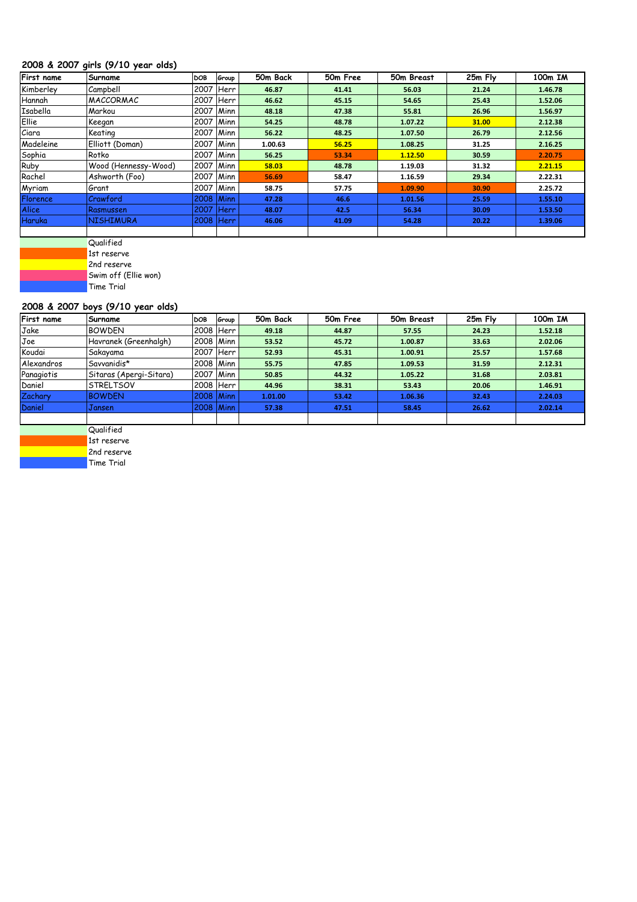### 2008 & 2007 girls (9/10 year olds)

| First name | Surname | DOB | Group | 50m Back | 50m Free | 50m Breast | 25m Fly | 100m IM |
|---|---|---|---|---|---|---|---|---|
| Kimberley | Campbell | 2007 | Herr | 46.87 | 41.41 | 56.03 | 21.24 | 1.46.78 |
| Hannah | MACCORMAC | 2007 | Herr | 46.62 | 45.15 | 54.65 | 25.43 | 1.52.06 |
| Isabella | Markou | 2007 | Minn | 48.18 | 47.38 | 55.81 | 26.96 | 1.56.97 |
| Ellie | Keegan | 2007 | Minn | 54.25 | 48.78 | 1.07.22 | 31.00 | 2.12.38 |
| Ciara | Keating | 2007 | Minn | 56.22 | 48.25 | 1.07.50 | 26.79 | 2.12.56 |
| Madeleine | Elliott (Doman) | 2007 | Minn | 1.00.63 | 56.25 | 1.08.25 | 31.25 | 2.16.25 |
| Sophia | Rotko | 2007 | Minn | 56.25 | 53.34 | 1.12.50 | 30.59 | 2.20.75 |
| Ruby | Wood (Hennessy-Wood) | 2007 | Minn | 58.03 | 48.78 | 1.19.03 | 31.32 | 2.21.15 |
| Rachel | Ashworth (Foo) | 2007 | Minn | 56.69 | 58.47 | 1.16.59 | 29.34 | 2.22.31 |
| Myriam | Grant | 2007 | Minn | 58.75 | 57.75 | 1.09.90 | 30.90 | 2.25.72 |
| Florence | Crawford | 2008 | Minn | 47.28 | 46.6 | 1.01.56 | 25.59 | 1.55.10 |
| Alice | Rasmussen | 2007 | Herr | 48.07 | 42.5 | 56.34 | 30.09 | 1.53.50 |
| Haruka | NISHIMURA | 2008 | Herr | 46.06 | 41.09 | 54.28 | 20.22 | 1.39.06 |
| | | | | | | | | |

Qualified
1st reserve
2nd reserve
Swim off (Ellie won)
Time Trial

### 2008 & 2007 boys (9/10 year olds)

| First name | Surname | DOB | Group | 50m Back | 50m Free | 50m Breast | 25m Fly | 100m IM |
|---|---|---|---|---|---|---|---|---|
| Jake | BOWDEN | 2008 | Herr | 49.18 | 44.87 | 57.55 | 24.23 | 1.52.18 |
| Joe | Havranek (Greenhalgh) | 2008 | Minn | 53.52 | 45.72 | 1.00.87 | 33.63 | 2.02.06 |
| Koudai | Sakayama | 2007 | Herr | 52.93 | 45.31 | 1.00.91 | 25.57 | 1.57.68 |
| Alexandros | Savvanidis* | 2008 | Minn | 55.75 | 47.85 | 1.09.53 | 31.59 | 2.12.31 |
| Panagiotis | Sitaras (Apergi-Sitara) | 2007 | Minn | 50.85 | 44.32 | 1.05.22 | 31.68 | 2.03.81 |
| Daniel | STRELTSOV | 2008 | Herr | 44.96 | 38.31 | 53.43 | 20.06 | 1.46.91 |
| Zachary | BOWDEN | 2008 | Minn | 1.01.00 | 53.42 | 1.06.36 | 32.43 | 2.24.03 |
| Daniel | Jansen | 2008 | Minn | 57.38 | 47.51 | 58.45 | 26.62 | 2.02.14 |
| | | | | | | | | |

Qualified
1st reserve
2nd reserve
Time Trial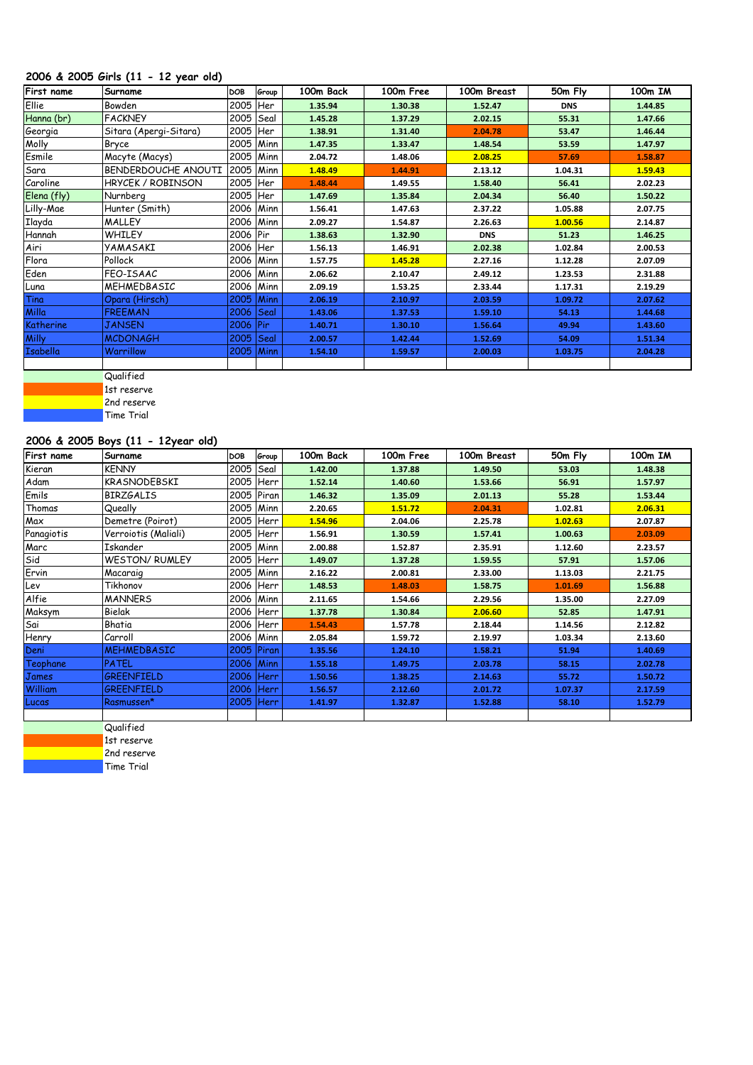### 2006 & 2005 Girls (11 - 12 year old)

| First name | Surname | DOB | Group | 100m Back | 100m Free | 100m Breast | 50m Fly | 100m IM |
|---|---|---|---|---|---|---|---|---|
| Ellie | Bowden | 2005 | Her | 1.35.94 | 1.30.38 | 1.52.47 | DNS | 1.44.85 |
| Hanna (br) | FACKNEY | 2005 | Seal | 1.45.28 | 1.37.29 | 2.02.15 | 55.31 | 1.47.66 |
| Georgia | Sitara (Apergi-Sitara) | 2005 | Her | 1.38.91 | 1.31.40 | 2.04.78 | 53.47 | 1.46.44 |
| Molly | Bryce | 2005 | Minn | 1.47.35 | 1.33.47 | 1.48.54 | 53.59 | 1.47.97 |
| Esmile | Macyte (Macys) | 2005 | Minn | 2.04.72 | 1.48.06 | 2.08.25 | 57.69 | 1.58.87 |
| Sara | BENDERDOUCHE ANOUTI | 2005 | Minn | 1.48.49 | 1.44.91 | 2.13.12 | 1.04.31 | 1.59.43 |
| Caroline | HRYCEK / ROBINSON | 2005 | Her | 1.48.44 | 1.49.55 | 1.58.40 | 56.41 | 2.02.23 |
| Elena (fly) | Nurnberg | 2005 | Her | 1.47.69 | 1.35.84 | 2.04.34 | 56.40 | 1.50.22 |
| Lilly-Mae | Hunter (Smith) | 2006 | Minn | 1.56.41 | 1.47.63 | 2.37.22 | 1.05.88 | 2.07.75 |
| Ilayda | MALLEY | 2006 | Minn | 2.09.27 | 1.54.87 | 2.26.63 | 1.00.56 | 2.14.87 |
| Hannah | WHILEY | 2006 | Pir | 1.38.63 | 1.32.90 | DNS | 51.23 | 1.46.25 |
| Airi | YAMASAKI | 2006 | Her | 1.56.13 | 1.46.91 | 2.02.38 | 1.02.84 | 2.00.53 |
| Flora | Pollock | 2006 | Minn | 1.57.75 | 1.45.28 | 2.27.16 | 1.12.28 | 2.07.09 |
| Eden | FEO-ISAAC | 2006 | Minn | 2.06.62 | 2.10.47 | 2.49.12 | 1.23.53 | 2.31.88 |
| Luna | MEHMEDBASIC | 2006 | Minn | 2.09.19 | 1.53.25 | 2.33.44 | 1.17.31 | 2.19.29 |
| Tina | Opara (Hirsch) | 2005 | Minn | 2.06.19 | 2.10.97 | 2.03.59 | 1.09.72 | 2.07.62 |
| Milla | FREEMAN | 2006 | Seal | 1.43.06 | 1.37.53 | 1.59.10 | 54.13 | 1.44.68 |
| Katherine | JANSEN | 2006 | Pir | 1.40.71 | 1.30.10 | 1.56.64 | 49.94 | 1.43.60 |
| Milly | MCDONAGH | 2005 | Seal | 2.00.57 | 1.42.44 | 1.52.69 | 54.09 | 1.51.34 |
| Isabella | Warrillow | 2005 | Minn | 1.54.10 | 1.59.57 | 2.00.03 | 1.03.75 | 2.04.28 |

Qualified
1st reserve
2nd reserve
Time Trial

### 2006 & 2005 Boys (11 - 12year old)

| First name | Surname | DOB | Group | 100m Back | 100m Free | 100m Breast | 50m Fly | 100m IM |
|---|---|---|---|---|---|---|---|---|
| Kieran | KENNY | 2005 | Seal | 1.42.00 | 1.37.88 | 1.49.50 | 53.03 | 1.48.38 |
| Adam | KRASNODEBSKI | 2005 | Herr | 1.52.14 | 1.40.60 | 1.53.66 | 56.91 | 1.57.97 |
| Emils | BIRZGALIS | 2005 | Piran | 1.46.32 | 1.35.09 | 2.01.13 | 55.28 | 1.53.44 |
| Thomas | Queally | 2005 | Minn | 2.20.65 | 1.51.72 | 2.04.31 | 1.02.81 | 2.06.31 |
| Max | Demetre (Poirot) | 2005 | Herr | 1.54.96 | 2.04.06 | 2.25.78 | 1.02.63 | 2.07.87 |
| Panagiotis | Verroiotis (Maliali) | 2005 | Herr | 1.56.91 | 1.30.59 | 1.57.41 | 1.00.63 | 2.03.09 |
| Marc | Iskander | 2005 | Minn | 2.00.88 | 1.52.87 | 2.35.91 | 1.12.60 | 2.23.57 |
| Sid | WESTON/ RUMLEY | 2005 | Herr | 1.49.07 | 1.37.28 | 1.59.55 | 57.91 | 1.57.06 |
| Ervin | Macaraig | 2005 | Minn | 2.16.22 | 2.00.81 | 2.33.00 | 1.13.03 | 2.21.75 |
| Lev | Tikhonov | 2006 | Herr | 1.48.53 | 1.48.03 | 1.58.75 | 1.01.69 | 1.56.88 |
| Alfie | MANNERS | 2006 | Minn | 2.11.65 | 1.54.66 | 2.29.56 | 1.35.00 | 2.27.09 |
| Maksym | Bielak | 2006 | Herr | 1.37.78 | 1.30.84 | 2.06.60 | 52.85 | 1.47.91 |
| Sai | Bhatia | 2006 | Herr | 1.54.43 | 1.57.78 | 2.18.44 | 1.14.56 | 2.12.82 |
| Henry | Carroll | 2006 | Herr | 2.05.84 | 1.59.72 | 2.19.97 | 1.03.34 | 2.13.60 |
| Deni | MEHMEDBASIC | 2005 | Piran | 1.35.56 | 1.24.10 | 1.58.21 | 51.94 | 1.40.69 |
| Teophane | PATEL | 2006 | Minn | 1.55.18 | 1.49.75 | 2.03.78 | 58.15 | 2.02.78 |
| James | GREENFIELD | 2006 | Herr | 1.50.56 | 1.38.25 | 2.14.63 | 55.72 | 1.50.72 |
| William | GREENFIELD | 2006 | Herr | 1.56.57 | 2.12.60 | 2.01.72 | 1.07.37 | 2.17.59 |
| Lucas | Rasmussen* | 2005 | Herr | 1.41.97 | 1.32.87 | 1.52.88 | 58.10 | 1.52.79 |

Qualified
1st reserve
2nd reserve
Time Trial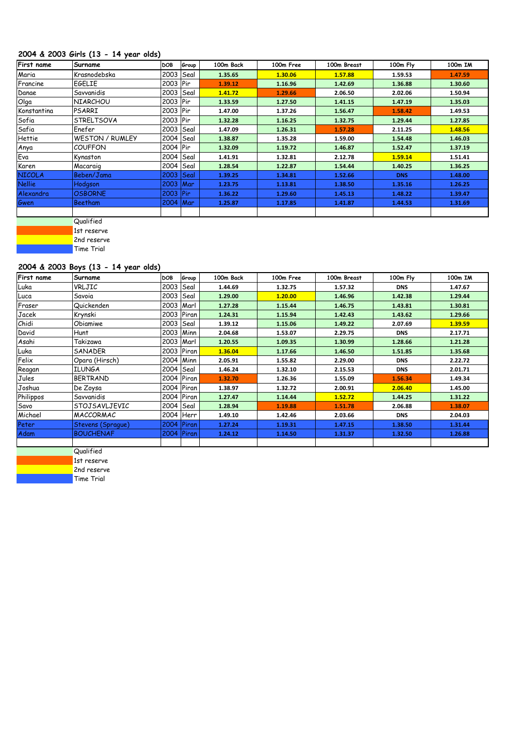## 2004 & 2003 Girls (13 - 14 year olds)

| First name | Surname | DOB | Group | 100m Back | 100m Free | 100m Breast | 100m Fly | 100m IM |
|---|---|---|---|---|---|---|---|---|
| Maria | Krasnodebska | 2003 | Seal | 1.35.65 | 1.30.06 | 1.57.88 | 1.59.53 | 1.47.59 |
| Francine | EGELIE | 2003 | Pir | 1.39.12 | 1.16.96 | 1.42.69 | 1.36.88 | 1.30.60 |
| Danae | Savvanidis | 2003 | Seal | 1.41.72 | 1.29.66 | 2.06.50 | 2.02.06 | 1.50.94 |
| Olga | NIARCHOU | 2003 | Pir | 1.33.59 | 1.27.50 | 1.41.15 | 1.47.19 | 1.35.03 |
| Konstantina | PSARRI | 2003 | Pir | 1.47.00 | 1.37.26 | 1.56.47 | 1.58.42 | 1.49.53 |
| Sofia | STRELTSOVA | 2003 | Pir | 1.32.28 | 1.16.25 | 1.32.75 | 1.29.44 | 1.27.85 |
| Safia | Enefer | 2003 | Seal | 1.47.09 | 1.26.31 | 1.57.28 | 2.11.25 | 1.48.56 |
| Hettie | WESTON / RUMLEY | 2004 | Seal | 1.38.87 | 1.35.28 | 1.59.00 | 1.54.48 | 1.46.03 |
| Anya | COUFFON | 2004 | Pir | 1.32.09 | 1.19.72 | 1.46.87 | 1.52.47 | 1.37.19 |
| Eva | Kynaston | 2004 | Seal | 1.41.91 | 1.32.81 | 2.12.78 | 1.59.14 | 1.51.41 |
| Karen | Macaraig | 2004 | Seal | 1.28.54 | 1.22.87 | 1.54.44 | 1.40.25 | 1.36.25 |
| NICOLA | Beben/Jama | 2003 | Seal | 1.39.25 | 1.34.81 | 1.52.66 | DNS | 1.48.00 |
| Nellie | Hodgson | 2003 | Mar | 1.23.75 | 1.13.81 | 1.38.50 | 1.35.16 | 1.26.25 |
| Alexandra | OSBORNE | 2003 | Pir | 1.36.22 | 1.29.60 | 1.45.13 | 1.48.22 | 1.39.47 |
| Gwen | Beetham | 2004 | Mar | 1.25.87 | 1.17.85 | 1.41.87 | 1.44.53 | 1.31.69 |

Qualified
1st reserve
2nd reserve
Time Trial

## 2004 & 2003 Boys (13 - 14 year olds)

| First name | Surname | DOB | Group | 100m Back | 100m Free | 100m Breast | 100m Fly | 100m IM |
|---|---|---|---|---|---|---|---|---|
| Luka | VRLJIC | 2003 | Seal | 1.44.69 | 1.32.75 | 1.57.32 | DNS | 1.47.67 |
| Luca | Savoia | 2003 | Seal | 1.29.00 | 1.20.00 | 1.46.96 | 1.42.38 | 1.29.44 |
| Fraser | Quickenden | 2003 | Marl | 1.27.28 | 1.15.44 | 1.46.75 | 1.43.81 | 1.30.81 |
| Jacek | Krynski | 2003 | Piran | 1.24.31 | 1.15.94 | 1.42.43 | 1.43.62 | 1.29.66 |
| Chidi | Obiamiwe | 2003 | Seal | 1.39.12 | 1.15.06 | 1.49.22 | 2.07.69 | 1.39.59 |
| David | Hunt | 2003 | Minn | 2.04.68 | 1.53.07 | 2.29.75 | DNS | 2.17.71 |
| Asahi | Takizawa | 2003 | Marl | 1.20.55 | 1.09.35 | 1.30.99 | 1.28.66 | 1.21.28 |
| Luka | SANADER | 2003 | Piran | 1.36.04 | 1.17.66 | 1.46.50 | 1.51.85 | 1.35.68 |
| Felix | Opara (Hirsch) | 2004 | Minn | 2.05.91 | 1.55.82 | 2.29.00 | DNS | 2.22.72 |
| Reagan | ILUNGA | 2004 | Seal | 1.46.24 | 1.32.10 | 2.15.53 | DNS | 2.01.71 |
| Jules | BERTRAND | 2004 | Piran | 1.32.70 | 1.26.36 | 1.55.09 | 1.56.34 | 1.49.34 |
| Joshua | De Zoysa | 2004 | Piran | 1.38.97 | 1.32.72 | 2.00.91 | 2.06.40 | 1.45.00 |
| Philippos | Savvanidis | 2004 | Piran | 1.27.47 | 1.14.44 | 1.52.72 | 1.44.25 | 1.31.22 |
| Savo | STOJSAVLJEVIC | 2004 | Seal | 1.28.94 | 1.19.88 | 1.51.78 | 2.06.88 | 1.38.07 |
| Michael | MACCORMAC | 2004 | Herr | 1.49.10 | 1.42.46 | 2.03.66 | DNS | 2.04.03 |
| Peter | Stevens (Sprague) | 2004 | Piran | 1.27.24 | 1.19.31 | 1.47.15 | 1.38.50 | 1.31.44 |
| Adam | BOUCHENAF | 2004 | Piran | 1.24.12 | 1.14.50 | 1.31.37 | 1.32.50 | 1.26.88 |

Qualified
1st reserve
2nd reserve
Time Trial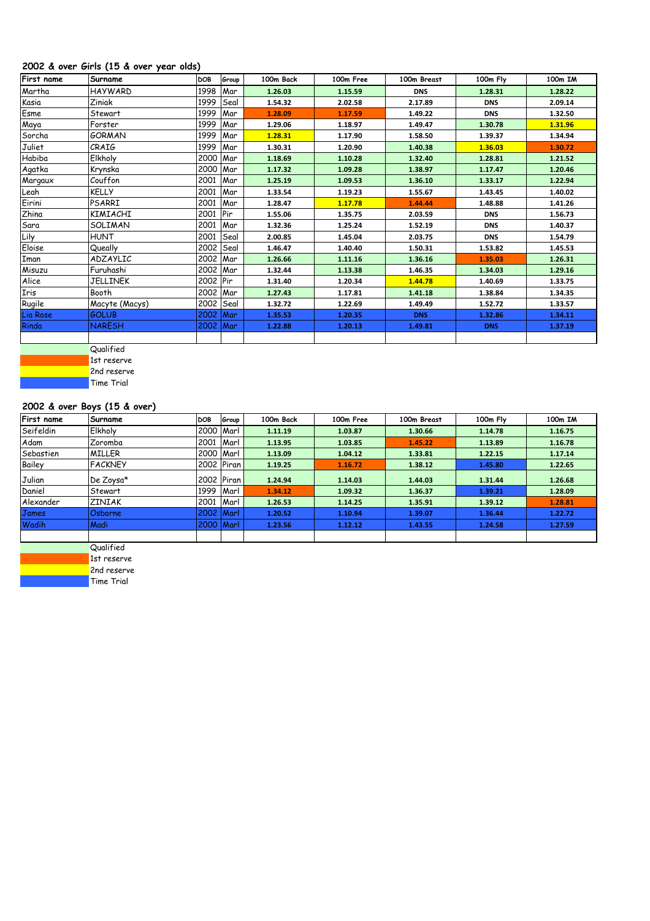### 2002 & over Girls (15 & over year olds)

| First name | Surname | DOB | Group | 100m Back | 100m Free | 100m Breast | 100m Fly | 100m IM |
|---|---|---|---|---|---|---|---|---|
| Martha | HAYWARD | 1998 | Mar | 1.26.03 | 1.15.59 | DNS | 1.28.31 | 1.28.22 |
| Kasia | Ziniak | 1999 | Seal | 1.54.32 | 2.02.58 | 2.17.89 | DNS | 2.09.14 |
| Esme | Stewart | 1999 | Mar | 1.28.09 | 1.17.59 | 1.49.22 | DNS | 1.32.50 |
| Maya | Forster | 1999 | Mar | 1.29.06 | 1.18.97 | 1.49.47 | 1.30.78 | 1.31.96 |
| Sorcha | GORMAN | 1999 | Mar | 1.28.31 | 1.17.90 | 1.58.50 | 1.39.37 | 1.34.94 |
| Juliet | CRAIG | 1999 | Mar | 1.30.31 | 1.20.90 | 1.40.38 | 1.36.03 | 1.30.72 |
| Habiba | Elkholy | 2000 | Mar | 1.18.69 | 1.10.28 | 1.32.40 | 1.28.81 | 1.21.52 |
| Agatka | Krynska | 2000 | Mar | 1.17.32 | 1.09.28 | 1.38.97 | 1.17.47 | 1.20.46 |
| Margaux | Couffon | 2001 | Mar | 1.25.19 | 1.09.53 | 1.36.10 | 1.33.17 | 1.22.94 |
| Leah | KELLY | 2001 | Mar | 1.33.54 | 1.19.23 | 1.55.67 | 1.43.45 | 1.40.02 |
| Eirini | PSARRI | 2001 | Mar | 1.28.47 | 1.17.78 | 1.44.44 | 1.48.88 | 1.41.26 |
| Zhina | KIMIACHI | 2001 | Pir | 1.55.06 | 1.35.75 | 2.03.59 | DNS | 1.56.73 |
| Sara | SOLIMAN | 2001 | Mar | 1.32.36 | 1.25.24 | 1.52.19 | DNS | 1.40.37 |
| Lily | HUNT | 2001 | Seal | 2.00.85 | 1.45.04 | 2.03.75 | DNS | 1.54.79 |
| Eloise | Queally | 2002 | Seal | 1.46.47 | 1.40.40 | 1.50.31 | 1.53.82 | 1.45.53 |
| Iman | ADZAYLIC | 2002 | Mar | 1.26.66 | 1.11.16 | 1.36.16 | 1.35.03 | 1.26.31 |
| Misuzu | Furuhashi | 2002 | Mar | 1.32.44 | 1.13.38 | 1.46.35 | 1.34.03 | 1.29.16 |
| Alice | JELLINEK | 2002 | Pir | 1.31.40 | 1.20.34 | 1.44.78 | 1.40.69 | 1.33.75 |
| Iris | Booth | 2002 | Mar | 1.27.43 | 1.17.81 | 1.41.18 | 1.38.84 | 1.34.35 |
| Rugile | Macyte (Macys) | 2002 | Seal | 1.32.72 | 1.22.69 | 1.49.49 | 1.52.72 | 1.33.57 |
| Lia Rose | GOLUB | 2002 | Mar | 1.35.53 | 1.20.35 | DNS | 1.32.86 | 1.34.11 |
| Rinda | NARESH | 2002 | Mar | 1.22.88 | 1.20.13 | 1.49.81 | DNS | 1.37.19 |

Qualified
1st reserve
2nd reserve
Time Trial

### 2002 & over Boys (15 & over)

| First name | Surname | DOB | Group | 100m Back | 100m Free | 100m Breast | 100m Fly | 100m IM |
|---|---|---|---|---|---|---|---|---|
| Seifeldin | Elkholy | 2000 | Marl | 1.11.19 | 1.03.87 | 1.30.66 | 1.14.78 | 1.16.75 |
| Adam | Zoromba | 2001 | Marl | 1.13.95 | 1.03.85 | 1.45.22 | 1.13.89 | 1.16.78 |
| Sebastien | MILLER | 2000 | Marl | 1.13.09 | 1.04.12 | 1.33.81 | 1.22.15 | 1.17.14 |
| Bailey | FACKNEY | 2002 | Piran | 1.19.25 | 1.16.72 | 1.38.12 | 1.45.80 | 1.22.65 |
| Julian | De Zoysa* | 2002 | Piran | 1.24.94 | 1.14.03 | 1.44.03 | 1.31.44 | 1.26.68 |
| Daniel | Stewart | 1999 | Marl | 1.34.12 | 1.09.32 | 1.36.37 | 1.39.21 | 1.28.09 |
| Alexander | ZINIAK | 2001 | Marl | 1.26.53 | 1.14.25 | 1.35.91 | 1.39.12 | 1.28.81 |
| James | Osborne | 2002 | Marl | 1.20.52 | 1.10.94 | 1.39.07 | 1.36.44 | 1.22.72 |
| Wadih | Madi | 2000 | Marl | 1.23.56 | 1.12.12 | 1.43.55 | 1.24.58 | 1.27.59 |

Qualified
1st reserve
2nd reserve
Time Trial